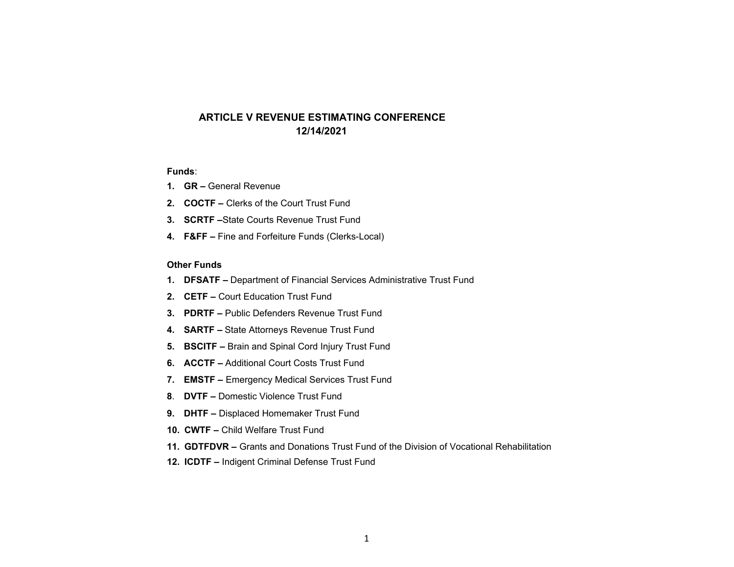# ARTICLE V REVENUE ESTIMATING CONFERENCE
## 12/14/2021

**Funds**:

1. **GR –** General Revenue
2. **COCTF –** Clerks of the Court Trust Fund
3. **SCRTF –**State Courts Revenue Trust Fund
4. **F&FF –** Fine and Forfeiture Funds (Clerks-Local)

**Other Funds**

1. **DFSATF –** Department of Financial Services Administrative Trust Fund
2. **CETF –** Court Education Trust Fund
3. **PDRTF –** Public Defenders Revenue Trust Fund
4. **SARTF –** State Attorneys Revenue Trust Fund
5. **BSCITF –** Brain and Spinal Cord Injury Trust Fund
6. **ACCTF –** Additional Court Costs Trust Fund
7. **EMSTF –** Emergency Medical Services Trust Fund
8. **DVTF –** Domestic Violence Trust Fund
9. **DHTF –** Displaced Homemaker Trust Fund
10. **CWTF –** Child Welfare Trust Fund
11. **GDTFDVR –** Grants and Donations Trust Fund of the Division of Vocational Rehabilitation
12. **ICDTF –** Indigent Criminal Defense Trust Fund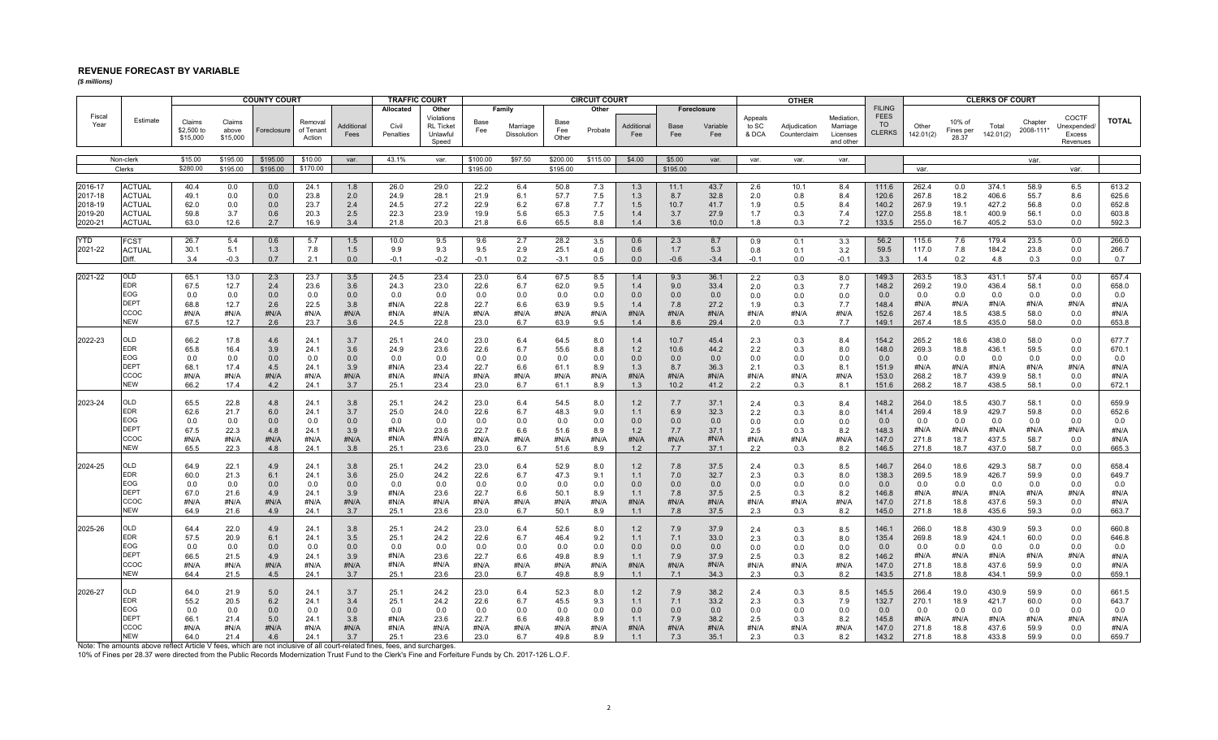# REVENUE FORECAST BY VARIABLE

*($ millions)*

| | | COUNTY COURT | | | | | TRAFFIC COURT | | CIRCUIT COURT | | | | | | | | OTHER | | | | CLERKS OF COURT | | | | | |
|---|---|---|---|---|---|---|---|---|---|---|---|---|---|---|---|---|---|---|---|---|---|---|---|---|---|---|
| | | | | | | | Allocated | Other | Family | | Other | | | Foreclosure | | | | | | | | | | | | |
| Fiscal Year | Estimate | Claims $2,500 to $15,000 | Claims above $15,000 | Foreclosure | Removal of Tenant Action | Additional Fees | Civil Penalties | Violations RL Ticket Unlawful Speed | Base Fee | Marriage Dissolution | Base Fee Other | Probate | Additional Fee | Base Fee | Variable Fee | Appeals to SC & DCA | Adjudication Counterclaim | Mediation, Marriage Licenses and other | FILING FEES TO CLERKS | Other 142.01(2) | 10% of Fines per 28.37 | Total 142.01(2) | Chapter 2008-111* | COCTF Unexpended/ Excess Revenues | TOTAL |
| Non-clerk | | $15.00 | $195.00 | $195.00 | $10.00 | var. | 43.1% | var. | $100.00 | $97.50 | $200.00 | $115.00 | $4.00 | $5.00 | var. | var. | var. | var. | | | | | var. | | |
| Clerks | | $280.00 | $195.00 | $195.00 | $170.00 | | | | $195.00 | | $195.00 | | | $195.00 | | | | | | var. | | | | var. | |
| 2016-17 | ACTUAL | 40.4 | 0.0 | 0.0 | 24.1 | 1.8 | 26.0 | 29.0 | 22.2 | 6.4 | 50.8 | 7.3 | 1.3 | 11.1 | 43.7 | 2.6 | 10.1 | 8.4 | 111.6 | 262.4 | 0.0 | 374.1 | 58.9 | 6.5 | 613.2 |
| 2017-18 | ACTUAL | 49.1 | 0.0 | 0.0 | 23.8 | 2.0 | 24.9 | 28.1 | 21.9 | 6.1 | 57.7 | 7.5 | 1.3 | 8.7 | 32.8 | 2.0 | 0.8 | 8.4 | 120.6 | 267.8 | 18.2 | 406.6 | 55.7 | 8.6 | 625.6 |
| 2018-19 | ACTUAL | 62.0 | 0.0 | 0.0 | 23.7 | 2.4 | 24.5 | 27.2 | 22.9 | 6.2 | 67.8 | 7.7 | 1.5 | 10.7 | 41.7 | 1.9 | 0.5 | 8.4 | 140.2 | 267.9 | 19.1 | 427.2 | 56.8 | 0.0 | 652.8 |
| 2019-20 | ACTUAL | 59.8 | 3.7 | 0.6 | 20.3 | 2.5 | 22.3 | 23.9 | 19.9 | 5.6 | 65.3 | 7.5 | 1.4 | 3.7 | 27.9 | 1.7 | 0.3 | 7.4 | 127.0 | 255.8 | 18.1 | 400.9 | 56.1 | 0.0 | 603.8 |
| 2020-21 | ACTUAL | 63.0 | 12.6 | 2.7 | 16.9 | 3.4 | 21.8 | 20.3 | 21.8 | 6.6 | 65.5 | 8.8 | 1.4 | 3.6 | 10.0 | 1.8 | 0.3 | 7.2 | 133.5 | 255.0 | 16.7 | 405.2 | 53.0 | 0.0 | 592.3 |
| YTD | FCST | 26.7 | 5.4 | 0.6 | 5.7 | 1.5 | 10.0 | 9.5 | 9.6 | 2.7 | 28.2 | 3.5 | 0.6 | 2.3 | 8.7 | 0.9 | 0.1 | 3.3 | 56.2 | 115.6 | 7.6 | 179.4 | 23.5 | 0.0 | 266.0 |
| 2021-22 | ACTUAL | 30.1 | 5.1 | 1.3 | 7.8 | 1.5 | 9.9 | 9.3 | 9.5 | 2.9 | 25.1 | 4.0 | 0.6 | 1.7 | 5.3 | 0.8 | 0.1 | 3.2 | 59.5 | 117.0 | 7.8 | 184.2 | 23.8 | 0.0 | 266.7 |
| | Diff. | 3.4 | -0.3 | 0.7 | 2.1 | 0.0 | -0.1 | -0.2 | -0.1 | 0.2 | -3.1 | 0.5 | 0.0 | -0.6 | -3.4 | -0.1 | 0.0 | -0.1 | 3.3 | 1.4 | 0.2 | 4.8 | 0.3 | 0.0 | 0.7 |
| 2021-22 | OLD | 65.1 | 13.0 | 2.3 | 23.7 | 3.5 | 24.5 | 23.4 | 23.0 | 6.4 | 67.5 | 8.5 | 1.4 | 9.3 | 36.1 | 2.2 | 0.3 | 8.0 | 149.3 | 263.5 | 18.3 | 431.1 | 57.4 | 0.0 | 657.4 |
| | EDR | 67.5 | 12.7 | 2.4 | 23.6 | 3.6 | 24.3 | 23.0 | 22.6 | 6.7 | 62.0 | 9.5 | 1.4 | 9.0 | 33.4 | 2.0 | 0.3 | 7.7 | 148.2 | 269.2 | 19.0 | 436.4 | 58.1 | 0.0 | 658.0 |
| | EOG | 0.0 | 0.0 | 0.0 | 0.0 | 0.0 | 0.0 | 0.0 | 0.0 | 0.0 | 0.0 | 0.0 | 0.0 | 0.0 | 0.0 | 0.0 | 0.0 | 0.0 | 0.0 | 0.0 | 0.0 | 0.0 | 0.0 | 0.0 | 0.0 |
| | DEPT | 68.8 | 12.7 | 2.6 | 22.5 | 3.8 | #N/A | 22.8 | 22.7 | 6.6 | 63.9 | 9.5 | 1.4 | 7.8 | 27.2 | 1.9 | 0.3 | 7.7 | 148.4 | #N/A | #N/A | #N/A | #N/A | #N/A | #N/A |
| | CCOC | #N/A | #N/A | #N/A | #N/A | #N/A | #N/A | #N/A | #N/A | #N/A | #N/A | #N/A | #N/A | #N/A | #N/A | #N/A | #N/A | #N/A | 152.6 | 267.4 | 18.5 | 438.5 | 58.0 | 0.0 | #N/A |
| | NEW | 67.5 | 12.7 | 2.6 | 23.7 | 3.6 | 24.5 | 22.8 | 23.0 | 6.7 | 63.9 | 9.5 | 1.4 | 8.6 | 29.4 | 2.0 | 0.3 | 7.7 | 149.1 | 267.4 | 18.5 | 435.0 | 58.0 | 0.0 | 653.8 |
| 2022-23 | OLD | 66.2 | 17.8 | 4.6 | 24.1 | 3.7 | 25.1 | 24.0 | 23.0 | 6.4 | 64.5 | 8.0 | 1.4 | 10.7 | 45.4 | 2.3 | 0.3 | 8.4 | 154.2 | 265.2 | 18.6 | 438.0 | 58.0 | 0.0 | 677.7 |
| | EDR | 65.8 | 16.4 | 3.9 | 24.1 | 3.6 | 24.9 | 23.6 | 22.6 | 6.7 | 55.6 | 8.8 | 1.2 | 10.6 | 44.2 | 2.2 | 0.3 | 8.0 | 148.0 | 269.3 | 18.8 | 436.1 | 59.5 | 0.0 | 670.1 |
| | EOG | 0.0 | 0.0 | 0.0 | 0.0 | 0.0 | 0.0 | 0.0 | 0.0 | 0.0 | 0.0 | 0.0 | 0.0 | 0.0 | 0.0 | 0.0 | 0.0 | 0.0 | 0.0 | 0.0 | 0.0 | 0.0 | 0.0 | 0.0 | 0.0 |
| | DEPT | 68.1 | 17.4 | 4.5 | 24.1 | 3.9 | #N/A | 23.4 | 22.7 | 6.6 | 61.1 | 8.9 | 1.3 | 8.7 | 36.3 | 2.1 | 0.3 | 8.1 | 151.9 | #N/A | #N/A | #N/A | #N/A | #N/A | #N/A |
| | CCOC | #N/A | #N/A | #N/A | #N/A | #N/A | #N/A | #N/A | #N/A | #N/A | #N/A | #N/A | #N/A | #N/A | #N/A | #N/A | #N/A | #N/A | 153.0 | 268.2 | 18.7 | 439.9 | 58.1 | 0.0 | #N/A |
| | NEW | 66.2 | 17.4 | 4.2 | 24.1 | 3.7 | 25.1 | 23.4 | 23.0 | 6.7 | 61.1 | 8.9 | 1.3 | 10.2 | 41.2 | 2.2 | 0.3 | 8.1 | 151.6 | 268.2 | 18.7 | 438.5 | 58.1 | 0.0 | 672.1 |
| 2023-24 | OLD | 65.5 | 22.8 | 4.8 | 24.1 | 3.8 | 25.1 | 24.2 | 23.0 | 6.4 | 54.5 | 8.0 | 1.2 | 7.7 | 37.1 | 2.4 | 0.3 | 8.4 | 148.2 | 264.0 | 18.5 | 430.7 | 58.1 | 0.0 | 659.9 |
| | EDR | 62.6 | 21.7 | 6.0 | 24.1 | 3.7 | 25.0 | 24.0 | 22.6 | 6.7 | 48.3 | 9.0 | 1.1 | 6.9 | 32.3 | 2.2 | 0.3 | 8.0 | 141.4 | 269.4 | 18.9 | 429.7 | 59.8 | 0.0 | 652.6 |
| | EOG | 0.0 | 0.0 | 0.0 | 0.0 | 0.0 | 0.0 | 0.0 | 0.0 | 0.0 | 0.0 | 0.0 | 0.0 | 0.0 | 0.0 | 0.0 | 0.0 | 0.0 | 0.0 | 0.0 | 0.0 | 0.0 | 0.0 | 0.0 | 0.0 |
| | DEPT | 67.5 | 22.3 | 4.8 | 24.1 | 3.9 | #N/A | 23.6 | 22.7 | 6.6 | 51.6 | 8.9 | 1.2 | 7.7 | 37.1 | 2.5 | 0.3 | 8.2 | 148.3 | #N/A | #N/A | #N/A | #N/A | #N/A | #N/A |
| | CCOC | #N/A | #N/A | #N/A | #N/A | #N/A | #N/A | #N/A | #N/A | #N/A | #N/A | #N/A | #N/A | #N/A | #N/A | #N/A | #N/A | #N/A | 147.0 | 271.8 | 18.7 | 437.5 | 58.7 | 0.0 | #N/A |
| | NEW | 65.5 | 22.3 | 4.8 | 24.1 | 3.8 | 25.1 | 23.6 | 23.0 | 6.7 | 51.6 | 8.9 | 1.2 | 7.7 | 37.1 | 2.2 | 0.3 | 8.2 | 146.5 | 271.8 | 18.7 | 437.0 | 58.7 | 0.0 | 665.3 |
| 2024-25 | OLD | 64.9 | 22.1 | 4.9 | 24.1 | 3.8 | 25.1 | 24.2 | 23.0 | 6.4 | 52.9 | 8.0 | 1.2 | 7.8 | 37.5 | 2.4 | 0.3 | 8.5 | 146.7 | 264.0 | 18.6 | 429.3 | 58.7 | 0.0 | 658.4 |
| | EDR | 60.0 | 21.3 | 6.1 | 24.1 | 3.6 | 25.0 | 24.2 | 22.6 | 6.7 | 47.3 | 9.1 | 1.1 | 7.0 | 32.7 | 2.3 | 0.3 | 8.0 | 138.3 | 269.5 | 18.9 | 426.7 | 59.9 | 0.0 | 649.7 |
| | EOG | 0.0 | 0.0 | 0.0 | 0.0 | 0.0 | 0.0 | 0.0 | 0.0 | 0.0 | 0.0 | 0.0 | 0.0 | 0.0 | 0.0 | 0.0 | 0.0 | 0.0 | 0.0 | 0.0 | 0.0 | 0.0 | 0.0 | 0.0 | 0.0 |
| | DEPT | 67.0 | 21.6 | 4.9 | 24.1 | 3.9 | #N/A | 23.6 | 22.7 | 6.6 | 50.1 | 8.9 | 1.1 | 7.8 | 37.5 | 2.5 | 0.3 | 8.2 | 146.8 | #N/A | #N/A | #N/A | #N/A | #N/A | #N/A |
| | CCOC | #N/A | #N/A | #N/A | #N/A | #N/A | #N/A | #N/A | #N/A | #N/A | #N/A | #N/A | #N/A | #N/A | #N/A | #N/A | #N/A | #N/A | 147.0 | 271.8 | 18.8 | 437.6 | 59.3 | 0.0 | #N/A |
| | NEW | 64.9 | 21.6 | 4.9 | 24.1 | 3.7 | 25.1 | 23.6 | 23.0 | 6.7 | 50.1 | 8.9 | 1.1 | 7.8 | 37.5 | 2.3 | 0.3 | 8.2 | 145.0 | 271.8 | 18.8 | 435.6 | 59.3 | 0.0 | 663.7 |
| 2025-26 | OLD | 64.4 | 22.0 | 4.9 | 24.1 | 3.8 | 25.1 | 24.2 | 23.0 | 6.4 | 52.6 | 8.0 | 1.2 | 7.9 | 37.9 | 2.4 | 0.3 | 8.5 | 146.1 | 266.0 | 18.8 | 430.9 | 59.3 | 0.0 | 660.8 |
| | EDR | 57.5 | 20.9 | 6.1 | 24.1 | 3.5 | 25.1 | 24.2 | 22.6 | 6.7 | 46.4 | 9.2 | 1.1 | 7.1 | 33.0 | 2.3 | 0.3 | 8.0 | 135.4 | 269.8 | 18.9 | 424.1 | 60.0 | 0.0 | 646.8 |
| | EOG | 0.0 | 0.0 | 0.0 | 0.0 | 0.0 | 0.0 | 0.0 | 0.0 | 0.0 | 0.0 | 0.0 | 0.0 | 0.0 | 0.0 | 0.0 | 0.0 | 0.0 | 0.0 | 0.0 | 0.0 | 0.0 | 0.0 | 0.0 | 0.0 |
| | DEPT | 66.5 | 21.5 | 4.9 | 24.1 | 3.9 | #N/A | 23.6 | 22.7 | 6.6 | 49.8 | 8.9 | 1.1 | 7.9 | 37.9 | 2.5 | 0.3 | 8.2 | 146.2 | #N/A | #N/A | #N/A | #N/A | #N/A | #N/A |
| | CCOC | #N/A | #N/A | #N/A | #N/A | #N/A | #N/A | #N/A | #N/A | #N/A | #N/A | #N/A | #N/A | #N/A | #N/A | #N/A | #N/A | #N/A | 147.0 | 271.8 | 18.8 | 437.6 | 59.9 | 0.0 | #N/A |
| | NEW | 64.4 | 21.5 | 4.5 | 24.1 | 3.7 | 25.1 | 23.6 | 23.0 | 6.7 | 49.8 | 8.9 | 1.1 | 7.1 | 34.3 | 2.3 | 0.3 | 8.2 | 143.5 | 271.8 | 18.8 | 434.1 | 59.9 | 0.0 | 659.1 |
| 2026-27 | OLD | 64.0 | 21.9 | 5.0 | 24.1 | 3.7 | 25.1 | 24.2 | 23.0 | 6.4 | 52.3 | 8.0 | 1.2 | 7.9 | 38.2 | 2.4 | 0.3 | 8.5 | 145.5 | 266.4 | 19.0 | 430.9 | 59.9 | 0.0 | 661.5 |
| | EDR | 55.2 | 20.5 | 6.2 | 24.1 | 3.4 | 25.1 | 24.2 | 22.6 | 6.7 | 45.5 | 9.3 | 1.1 | 7.1 | 33.2 | 2.3 | 0.3 | 7.9 | 132.7 | 270.1 | 18.9 | 421.7 | 60.0 | 0.0 | 643.7 |
| | EOG | 0.0 | 0.0 | 0.0 | 0.0 | 0.0 | 0.0 | 0.0 | 0.0 | 0.0 | 0.0 | 0.0 | 0.0 | 0.0 | 0.0 | 0.0 | 0.0 | 0.0 | 0.0 | 0.0 | 0.0 | 0.0 | 0.0 | 0.0 | 0.0 |
| | DEPT | 66.1 | 21.4 | 5.0 | 24.1 | 3.8 | #N/A | 23.6 | 22.7 | 6.6 | 49.8 | 8.9 | 1.1 | 7.9 | 38.2 | 2.5 | 0.3 | 8.2 | 145.8 | #N/A | #N/A | #N/A | #N/A | #N/A | #N/A |
| | CCOC | #N/A | #N/A | #N/A | #N/A | #N/A | #N/A | #N/A | #N/A | #N/A | #N/A | #N/A | #N/A | #N/A | #N/A | #N/A | #N/A | #N/A | 147.0 | 271.8 | 18.8 | 437.6 | 59.9 | 0.0 | #N/A |
| | NEW | 64.0 | 21.4 | 4.6 | 24.1 | 3.7 | 25.1 | 23.6 | 23.0 | 6.7 | 49.8 | 8.9 | 1.1 | 7.3 | 35.1 | 2.3 | 0.3 | 8.2 | 143.2 | 271.8 | 18.8 | 433.8 | 59.9 | 0.0 | 659.7 |

Note: The amounts above reflect Article V fees, which are not inclusive of all court-related fines, fees, and surcharges.

10% of Fines per 28.37 were directed from the Public Records Modernization Trust Fund to the Clerk's Fine and Forfeiture Funds by Ch. 2017-126 L.O.F.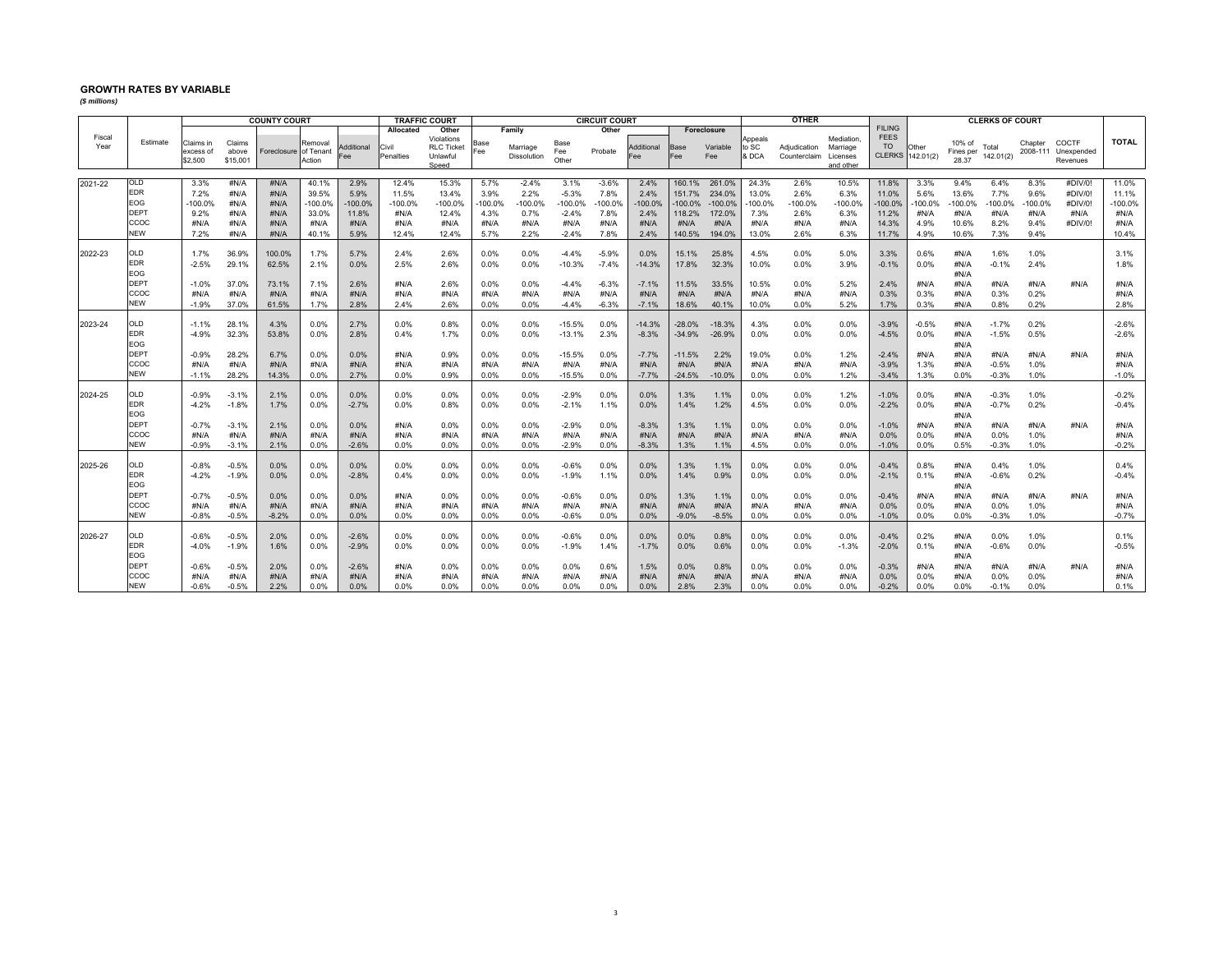## GROWTH RATES BY VARIABLE

*($ millions)*

| Fiscal Year | Estimate | COUNTY COURT | | | | | TRAFFIC COURT | | CIRCUIT COURT | | | | | | | OTHER | | | FILING FEES TO CLERKS | CLERKS OF COURT | | | | | TOTAL |
|---|---|---|---|---|---|---|---|---|---|---|---|---|---|---|---|---|---|---|---|---|---|---|---|---|---|
| | | | | | | | Allocated | Other | Family | | Other | | | Foreclosure | | | | | | | | | | | |
| | | Claims in excess of $2,500 | Claims above $15,001 | Foreclosure | Removal of Tenant Action | Additional Fee | Civil Penalties | Violations RLC Ticket Unlawful Speed | Base Fee | Marriage Dissolution | Base Fee Other | Probate | Additional Fee | Base Fee | Variable Fee | Appeals to SC & DCA | Adjudication Counterclaim | Mediation, Marriage Licenses and other | | Other 142.01(2) | 10% of Fines per 28.37 | Total 142.01(2) | Chapter 2008-111 | COCTF Unexpended Revenues | |
| 2021-22 | OLD | 3.3% | #N/A | #N/A | 40.1% | 2.9% | 12.4% | 15.3% | 5.7% | -2.4% | 3.1% | -3.6% | 2.4% | 160.1% | 261.0% | 24.3% | 2.6% | 10.5% | 11.8% | 3.3% | 9.4% | 6.4% | 8.3% | #DIV/0! | 11.0% |
| | EDR | 7.2% | #N/A | #N/A | 39.5% | 5.9% | 11.5% | 13.4% | 3.9% | 2.2% | -5.3% | 7.8% | 2.4% | 151.7% | 234.0% | 13.0% | 2.6% | 6.3% | 11.0% | 5.6% | 13.6% | 7.7% | 9.6% | #DIV/0! | 11.1% |
| | EOG | -100.0% | #N/A | #N/A | -100.0% | -100.0% | -100.0% | -100.0% | -100.0% | -100.0% | -100.0% | -100.0% | -100.0% | -100.0% | -100.0% | -100.0% | -100.0% | -100.0% | -100.0% | -100.0% | -100.0% | -100.0% | -100.0% | #DIV/0! | -100.0% |
| | DEPT | 9.2% | #N/A | #N/A | 33.0% | 11.8% | #N/A | 12.4% | 4.3% | 0.7% | -2.4% | 7.8% | 2.4% | 118.2% | 172.0% | 7.3% | 2.6% | 6.3% | 11.2% | #N/A | #N/A | #N/A | #N/A | #N/A | #N/A |
| | CCOC | #N/A | #N/A | #N/A | #N/A | #N/A | #N/A | #N/A | #N/A | #N/A | #N/A | #N/A | #N/A | #N/A | #N/A | #N/A | #N/A | #N/A | 14.3% | 4.9% | 10.6% | 8.2% | 9.4% | #DIV/0! | #N/A |
| | NEW | 7.2% | #N/A | #N/A | 40.1% | 5.9% | 12.4% | 12.4% | 5.7% | 2.2% | -2.4% | 7.8% | 2.4% | 140.5% | 194.0% | 13.0% | 2.6% | 6.3% | 11.7% | 4.9% | 10.6% | 7.3% | 9.4% | | 10.4% |
| 2022-23 | OLD | 1.7% | 36.9% | 100.0% | 1.7% | 5.7% | 2.4% | 2.6% | 0.0% | 0.0% | -4.4% | -5.9% | 0.0% | 15.1% | 25.8% | 4.5% | 0.0% | 5.0% | 3.3% | 0.6% | #N/A | 1.6% | 1.0% | | 3.1% |
| | EDR | -2.5% | 29.1% | 62.5% | 2.1% | 0.0% | 2.5% | 2.6% | 0.0% | 0.0% | -10.3% | -7.4% | -14.3% | 17.8% | 32.3% | 10.0% | 0.0% | 3.9% | -0.1% | 0.0% | #N/A | -0.1% | 2.4% | | 1.8% |
| | EOG | | | | | | | | | | | | | | | | | | | | #N/A | | | | |
| | DEPT | -1.0% | 37.0% | 73.1% | 7.1% | 2.6% | #N/A | 2.6% | 0.0% | 0.0% | -4.4% | -6.3% | -7.1% | 11.5% | 33.5% | 10.5% | 0.0% | 5.2% | 2.4% | #N/A | #N/A | #N/A | #N/A | #N/A | #N/A |
| | CCOC | #N/A | #N/A | #N/A | #N/A | #N/A | #N/A | #N/A | #N/A | #N/A | #N/A | #N/A | #N/A | #N/A | #N/A | #N/A | #N/A | #N/A | 0.3% | 0.3% | #N/A | 0.3% | 0.2% | | #N/A |
| | NEW | -1.9% | 37.0% | 61.5% | 1.7% | 2.8% | 2.4% | 2.6% | 0.0% | 0.0% | -4.4% | -6.3% | -7.1% | 18.6% | 40.1% | 10.0% | 0.0% | 5.2% | 1.7% | 0.3% | #N/A | 0.8% | 0.2% | | 2.8% |
| 2023-24 | OLD | -1.1% | 28.1% | 4.3% | 0.0% | 2.7% | 0.0% | 0.8% | 0.0% | 0.0% | -15.5% | 0.0% | -14.3% | -28.0% | -18.3% | 4.3% | 0.0% | 0.0% | -3.9% | -0.5% | #N/A | -1.7% | 0.2% | | -2.6% |
| | EDR | -4.9% | 32.3% | 53.8% | 0.0% | 2.8% | 0.4% | 1.7% | 0.0% | 0.0% | -13.1% | 2.3% | -8.3% | -34.9% | -26.9% | 0.0% | 0.0% | 0.0% | -4.5% | 0.0% | #N/A | -1.5% | 0.5% | | -2.6% |
| | EOG | | | | | | | | | | | | | | | | | | | | #N/A | | | | |
| | DEPT | -0.9% | 28.2% | 6.7% | 0.0% | 0.0% | #N/A | 0.9% | 0.0% | 0.0% | -15.5% | 0.0% | -7.7% | -11.5% | 2.2% | 19.0% | 0.0% | 1.2% | -2.4% | #N/A | #N/A | #N/A | #N/A | #N/A | #N/A |
| | CCOC | #N/A | #N/A | #N/A | #N/A | #N/A | #N/A | #N/A | #N/A | #N/A | #N/A | #N/A | #N/A | #N/A | #N/A | #N/A | #N/A | #N/A | -3.9% | 1.3% | #N/A | -0.5% | 1.0% | | #N/A |
| | NEW | -1.1% | 28.2% | 14.3% | 0.0% | 2.7% | 0.0% | 0.9% | 0.0% | 0.0% | -15.5% | 0.0% | -7.7% | -24.5% | -10.0% | 0.0% | 0.0% | 1.2% | -3.4% | 1.3% | 0.0% | -0.3% | 1.0% | | -1.0% |
| 2024-25 | OLD | -0.9% | -3.1% | 2.1% | 0.0% | 0.0% | 0.0% | 0.0% | 0.0% | 0.0% | -2.9% | 0.0% | 0.0% | 1.3% | 1.1% | 0.0% | 0.0% | 1.2% | -1.0% | 0.0% | #N/A | -0.3% | 1.0% | | -0.2% |
| | EDR | -4.2% | -1.8% | 1.7% | 0.0% | -2.7% | 0.0% | 0.8% | 0.0% | 0.0% | -2.1% | 1.1% | 0.0% | 1.4% | 1.2% | 4.5% | 0.0% | 0.0% | -2.2% | 0.0% | #N/A | -0.7% | 0.2% | | -0.4% |
| | EOG | | | | | | | | | | | | | | | | | | | | #N/A | | | | |
| | DEPT | -0.7% | -3.1% | 2.1% | 0.0% | 0.0% | #N/A | 0.0% | 0.0% | 0.0% | -2.9% | 0.0% | -8.3% | 1.3% | 1.1% | 0.0% | 0.0% | 0.0% | -1.0% | #N/A | #N/A | #N/A | #N/A | #N/A | #N/A |
| | CCOC | #N/A | #N/A | #N/A | #N/A | #N/A | #N/A | #N/A | #N/A | #N/A | #N/A | #N/A | #N/A | #N/A | #N/A | #N/A | #N/A | #N/A | 0.0% | 0.0% | #N/A | 0.0% | 1.0% | | #N/A |
| | NEW | -0.9% | -3.1% | 2.1% | 0.0% | -2.6% | 0.0% | 0.0% | 0.0% | 0.0% | -2.9% | 0.0% | -8.3% | 1.3% | 1.1% | 4.5% | 0.0% | 0.0% | -1.0% | 0.0% | 0.5% | -0.3% | 1.0% | | -0.2% |
| 2025-26 | OLD | -0.8% | -0.5% | 0.0% | 0.0% | 0.0% | 0.0% | 0.0% | 0.0% | 0.0% | -0.6% | 0.0% | 0.0% | 1.3% | 1.1% | 0.0% | 0.0% | 0.0% | -0.4% | 0.8% | #N/A | 0.4% | 1.0% | | 0.4% |
| | EDR | -4.2% | -1.9% | 0.0% | 0.0% | -2.8% | 0.4% | 0.0% | 0.0% | 0.0% | -1.9% | 1.1% | 0.0% | 1.4% | 0.9% | 0.0% | 0.0% | 0.0% | -2.1% | 0.1% | #N/A | -0.6% | 0.2% | | -0.4% |
| | EOG | | | | | | | | | | | | | | | | | | | | #N/A | | | | |
| | DEPT | -0.7% | -0.5% | 0.0% | 0.0% | 0.0% | #N/A | 0.0% | 0.0% | 0.0% | -0.6% | 0.0% | 0.0% | 1.3% | 1.1% | 0.0% | 0.0% | 0.0% | -0.4% | #N/A | #N/A | #N/A | #N/A | #N/A | #N/A |
| | CCOC | #N/A | #N/A | #N/A | #N/A | #N/A | #N/A | #N/A | #N/A | #N/A | #N/A | #N/A | #N/A | #N/A | #N/A | #N/A | #N/A | #N/A | 0.0% | 0.0% | #N/A | 0.0% | 1.0% | | #N/A |
| | NEW | -0.8% | -0.5% | -8.2% | 0.0% | 0.0% | 0.0% | 0.0% | 0.0% | 0.0% | -0.6% | 0.0% | 0.0% | -9.0% | -8.5% | 0.0% | 0.0% | 0.0% | -1.0% | 0.0% | 0.0% | -0.3% | 1.0% | | -0.7% |
| 2026-27 | OLD | -0.6% | -0.5% | 2.0% | 0.0% | -2.6% | 0.0% | 0.0% | 0.0% | 0.0% | -0.6% | 0.0% | 0.0% | 0.0% | 0.8% | 0.0% | 0.0% | 0.0% | -0.4% | 0.2% | #N/A | 0.0% | 1.0% | | 0.1% |
| | EDR | -4.0% | -1.9% | 1.6% | 0.0% | -2.9% | 0.0% | 0.0% | 0.0% | 0.0% | -1.9% | 1.4% | -1.7% | 0.0% | 0.6% | 0.0% | 0.0% | -1.3% | -2.0% | 0.1% | #N/A | -0.6% | 0.0% | | -0.5% |
| | EOG | | | | | | | | | | | | | | | | | | | | #N/A | | | | |
| | DEPT | -0.6% | -0.5% | 2.0% | 0.0% | -2.6% | #N/A | 0.0% | 0.0% | 0.0% | 0.0% | 0.6% | 1.5% | 0.0% | 0.8% | 0.0% | 0.0% | 0.0% | -0.3% | #N/A | #N/A | #N/A | #N/A | #N/A | #N/A |
| | CCOC | #N/A | #N/A | #N/A | #N/A | #N/A | #N/A | #N/A | #N/A | #N/A | #N/A | #N/A | #N/A | #N/A | #N/A | #N/A | #N/A | #N/A | 0.0% | 0.0% | #N/A | 0.0% | 0.0% | | #N/A |
| | NEW | -0.6% | -0.5% | 2.2% | 0.0% | 0.0% | 0.0% | 0.0% | 0.0% | 0.0% | 0.0% | 0.0% | 0.0% | 2.8% | 2.3% | 0.0% | 0.0% | 0.0% | -0.2% | 0.0% | 0.0% | -0.1% | 0.0% | | 0.1% |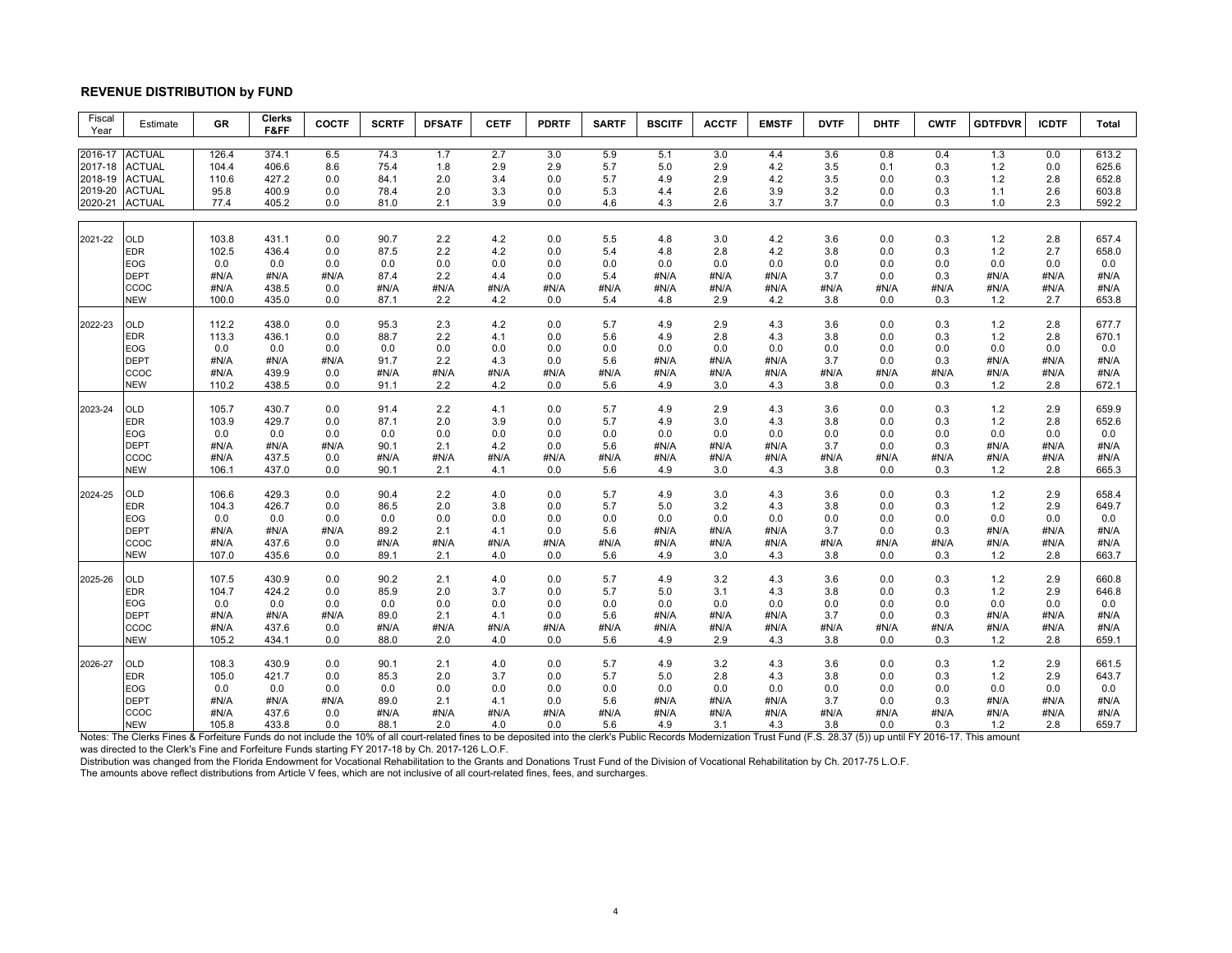## REVENUE DISTRIBUTION by FUND

| Fiscal Year | Estimate | GR | Clerks F&FF | COCTF | SCRTF | DFSATF | CETF | PDRTF | SARTF | BSCITF | ACCTF | EMSTF | DVTF | DHTF | CWTF | GDTFDVR | ICDTF | Total |
|---|---|---|---|---|---|---|---|---|---|---|---|---|---|---|---|---|---|---|
| 2016-17 | ACTUAL | 126.4 | 374.1 | 6.5 | 74.3 | 1.7 | 2.7 | 3.0 | 5.9 | 5.1 | 3.0 | 4.4 | 3.6 | 0.8 | 0.4 | 1.3 | 0.0 | 613.2 |
| 2017-18 | ACTUAL | 104.4 | 406.6 | 8.6 | 75.4 | 1.8 | 2.9 | 2.9 | 5.7 | 5.0 | 2.9 | 4.2 | 3.5 | 0.1 | 0.3 | 1.2 | 0.0 | 625.6 |
| 2018-19 | ACTUAL | 110.6 | 427.2 | 0.0 | 84.1 | 2.0 | 3.4 | 0.0 | 5.7 | 4.9 | 2.9 | 4.2 | 3.5 | 0.0 | 0.3 | 1.2 | 2.8 | 652.8 |
| 2019-20 | ACTUAL | 95.8 | 400.9 | 0.0 | 78.4 | 2.0 | 3.3 | 0.0 | 5.3 | 4.4 | 2.6 | 3.9 | 3.2 | 0.0 | 0.3 | 1.1 | 2.6 | 603.8 |
| 2020-21 | ACTUAL | 77.4 | 405.2 | 0.0 | 81.0 | 2.1 | 3.9 | 0.0 | 4.6 | 4.3 | 2.6 | 3.7 | 3.7 | 0.0 | 0.3 | 1.0 | 2.3 | 592.2 |
| 2021-22 | OLD | 103.8 | 431.1 | 0.0 | 90.7 | 2.2 | 4.2 | 0.0 | 5.5 | 4.8 | 3.0 | 4.2 | 3.6 | 0.0 | 0.3 | 1.2 | 2.8 | 657.4 |
| | EDR | 102.5 | 436.4 | 0.0 | 87.5 | 2.2 | 4.2 | 0.0 | 5.4 | 4.8 | 2.8 | 4.2 | 3.8 | 0.0 | 0.3 | 1.2 | 2.7 | 658.0 |
| | EOG | 0.0 | 0.0 | 0.0 | 0.0 | 0.0 | 0.0 | 0.0 | 0.0 | 0.0 | 0.0 | 0.0 | 0.0 | 0.0 | 0.0 | 0.0 | 0.0 | 0.0 |
| | DEPT | #N/A | #N/A | #N/A | 87.4 | 2.2 | 4.4 | 0.0 | 5.4 | #N/A | #N/A | #N/A | 3.7 | 0.0 | 0.3 | #N/A | #N/A | #N/A |
| | CCOC | #N/A | 438.5 | 0.0 | #N/A | #N/A | #N/A | #N/A | #N/A | #N/A | #N/A | #N/A | #N/A | #N/A | #N/A | #N/A | #N/A | #N/A |
| | NEW | 100.0 | 435.0 | 0.0 | 87.1 | 2.2 | 4.2 | 0.0 | 5.4 | 4.8 | 2.9 | 4.2 | 3.8 | 0.0 | 0.3 | 1.2 | 2.7 | 653.8 |
| 2022-23 | OLD | 112.2 | 438.0 | 0.0 | 95.3 | 2.3 | 4.2 | 0.0 | 5.7 | 4.9 | 2.9 | 4.3 | 3.6 | 0.0 | 0.3 | 1.2 | 2.8 | 677.7 |
| | EDR | 113.3 | 436.1 | 0.0 | 88.7 | 2.2 | 4.1 | 0.0 | 5.6 | 4.9 | 2.8 | 4.3 | 3.8 | 0.0 | 0.3 | 1.2 | 2.8 | 670.1 |
| | EOG | 0.0 | 0.0 | 0.0 | 0.0 | 0.0 | 0.0 | 0.0 | 0.0 | 0.0 | 0.0 | 0.0 | 0.0 | 0.0 | 0.0 | 0.0 | 0.0 | 0.0 |
| | DEPT | #N/A | #N/A | #N/A | 91.7 | 2.2 | 4.3 | 0.0 | 5.6 | #N/A | #N/A | #N/A | 3.7 | 0.0 | 0.3 | #N/A | #N/A | #N/A |
| | CCOC | #N/A | 439.9 | 0.0 | #N/A | #N/A | #N/A | #N/A | #N/A | #N/A | #N/A | #N/A | #N/A | #N/A | #N/A | #N/A | #N/A | #N/A |
| | NEW | 110.2 | 438.5 | 0.0 | 91.1 | 2.2 | 4.2 | 0.0 | 5.6 | 4.9 | 3.0 | 4.3 | 3.8 | 0.0 | 0.3 | 1.2 | 2.8 | 672.1 |
| 2023-24 | OLD | 105.7 | 430.7 | 0.0 | 91.4 | 2.2 | 4.1 | 0.0 | 5.7 | 4.9 | 2.9 | 4.3 | 3.6 | 0.0 | 0.3 | 1.2 | 2.9 | 659.9 |
| | EDR | 103.9 | 429.7 | 0.0 | 87.1 | 2.0 | 3.9 | 0.0 | 5.7 | 4.9 | 3.0 | 4.3 | 3.8 | 0.0 | 0.3 | 1.2 | 2.8 | 652.6 |
| | EOG | 0.0 | 0.0 | 0.0 | 0.0 | 0.0 | 0.0 | 0.0 | 0.0 | 0.0 | 0.0 | 0.0 | 0.0 | 0.0 | 0.0 | 0.0 | 0.0 | 0.0 |
| | DEPT | #N/A | #N/A | #N/A | 90.1 | 2.1 | 4.2 | 0.0 | 5.6 | #N/A | #N/A | #N/A | 3.7 | 0.0 | 0.3 | #N/A | #N/A | #N/A |
| | CCOC | #N/A | 437.5 | 0.0 | #N/A | #N/A | #N/A | #N/A | #N/A | #N/A | #N/A | #N/A | #N/A | #N/A | #N/A | #N/A | #N/A | #N/A |
| | NEW | 106.1 | 437.0 | 0.0 | 90.1 | 2.1 | 4.1 | 0.0 | 5.6 | 4.9 | 3.0 | 4.3 | 3.8 | 0.0 | 0.3 | 1.2 | 2.8 | 665.3 |
| 2024-25 | OLD | 106.6 | 429.3 | 0.0 | 90.4 | 2.2 | 4.0 | 0.0 | 5.7 | 4.9 | 3.0 | 4.3 | 3.6 | 0.0 | 0.3 | 1.2 | 2.9 | 658.4 |
| | EDR | 104.3 | 426.7 | 0.0 | 86.5 | 2.0 | 3.8 | 0.0 | 5.7 | 5.0 | 3.2 | 4.3 | 3.8 | 0.0 | 0.3 | 1.2 | 2.9 | 649.7 |
| | EOG | 0.0 | 0.0 | 0.0 | 0.0 | 0.0 | 0.0 | 0.0 | 0.0 | 0.0 | 0.0 | 0.0 | 0.0 | 0.0 | 0.0 | 0.0 | 0.0 | 0.0 |
| | DEPT | #N/A | #N/A | #N/A | 89.2 | 2.1 | 4.1 | 0.0 | 5.6 | #N/A | #N/A | #N/A | 3.7 | 0.0 | 0.3 | #N/A | #N/A | #N/A |
| | CCOC | #N/A | 437.6 | 0.0 | #N/A | #N/A | #N/A | #N/A | #N/A | #N/A | #N/A | #N/A | #N/A | #N/A | #N/A | #N/A | #N/A | #N/A |
| | NEW | 107.0 | 435.6 | 0.0 | 89.1 | 2.1 | 4.0 | 0.0 | 5.6 | 4.9 | 3.0 | 4.3 | 3.8 | 0.0 | 0.3 | 1.2 | 2.8 | 663.7 |
| 2025-26 | OLD | 107.5 | 430.9 | 0.0 | 90.2 | 2.1 | 4.0 | 0.0 | 5.7 | 4.9 | 3.2 | 4.3 | 3.6 | 0.0 | 0.3 | 1.2 | 2.9 | 660.8 |
| | EDR | 104.7 | 424.2 | 0.0 | 85.9 | 2.0 | 3.7 | 0.0 | 5.7 | 5.0 | 3.1 | 4.3 | 3.8 | 0.0 | 0.3 | 1.2 | 2.9 | 646.8 |
| | EOG | 0.0 | 0.0 | 0.0 | 0.0 | 0.0 | 0.0 | 0.0 | 0.0 | 0.0 | 0.0 | 0.0 | 0.0 | 0.0 | 0.0 | 0.0 | 0.0 | 0.0 |
| | DEPT | #N/A | #N/A | #N/A | 89.0 | 2.1 | 4.1 | 0.0 | 5.6 | #N/A | #N/A | #N/A | 3.7 | 0.0 | 0.3 | #N/A | #N/A | #N/A |
| | CCOC | #N/A | 437.6 | 0.0 | #N/A | #N/A | #N/A | #N/A | #N/A | #N/A | #N/A | #N/A | #N/A | #N/A | #N/A | #N/A | #N/A | #N/A |
| | NEW | 105.2 | 434.1 | 0.0 | 88.0 | 2.0 | 4.0 | 0.0 | 5.6 | 4.9 | 2.9 | 4.3 | 3.8 | 0.0 | 0.3 | 1.2 | 2.8 | 659.1 |
| 2026-27 | OLD | 108.3 | 430.9 | 0.0 | 90.1 | 2.1 | 4.0 | 0.0 | 5.7 | 4.9 | 3.2 | 4.3 | 3.6 | 0.0 | 0.3 | 1.2 | 2.9 | 661.5 |
| | EDR | 105.0 | 421.7 | 0.0 | 85.3 | 2.0 | 3.7 | 0.0 | 5.7 | 5.0 | 2.8 | 4.3 | 3.8 | 0.0 | 0.3 | 1.2 | 2.9 | 643.7 |
| | EOG | 0.0 | 0.0 | 0.0 | 0.0 | 0.0 | 0.0 | 0.0 | 0.0 | 0.0 | 0.0 | 0.0 | 0.0 | 0.0 | 0.0 | 0.0 | 0.0 | 0.0 |
| | DEPT | #N/A | #N/A | #N/A | 89.0 | 2.1 | 4.1 | 0.0 | 5.6 | #N/A | #N/A | #N/A | 3.7 | 0.0 | 0.3 | #N/A | #N/A | #N/A |
| | CCOC | #N/A | 437.6 | 0.0 | #N/A | #N/A | #N/A | #N/A | #N/A | #N/A | #N/A | #N/A | #N/A | #N/A | #N/A | #N/A | #N/A | #N/A |
| | NEW | 105.8 | 433.8 | 0.0 | 88.1 | 2.0 | 4.0 | 0.0 | 5.6 | 4.9 | 3.1 | 4.3 | 3.8 | 0.0 | 0.3 | 1.2 | 2.8 | 659.7 |

Notes: The Clerks Fines & Forfeiture Funds do not include the 10% of all court-related fines to be deposited into the clerk's Public Records Modernization Trust Fund (F.S. 28.37 (5)) up until FY 2016-17. This amount was directed to the Clerk's Fine and Forfeiture Funds starting FY 2017-18 by Ch. 2017-126 L.O.F.

Distribution was changed from the Florida Endowment for Vocational Rehabilitation to the Grants and Donations Trust Fund of the Division of Vocational Rehabilitation by Ch. 2017-75 L.O.F.

The amounts above reflect distributions from Article V fees, which are not inclusive of all court-related fines, fees, and surcharges.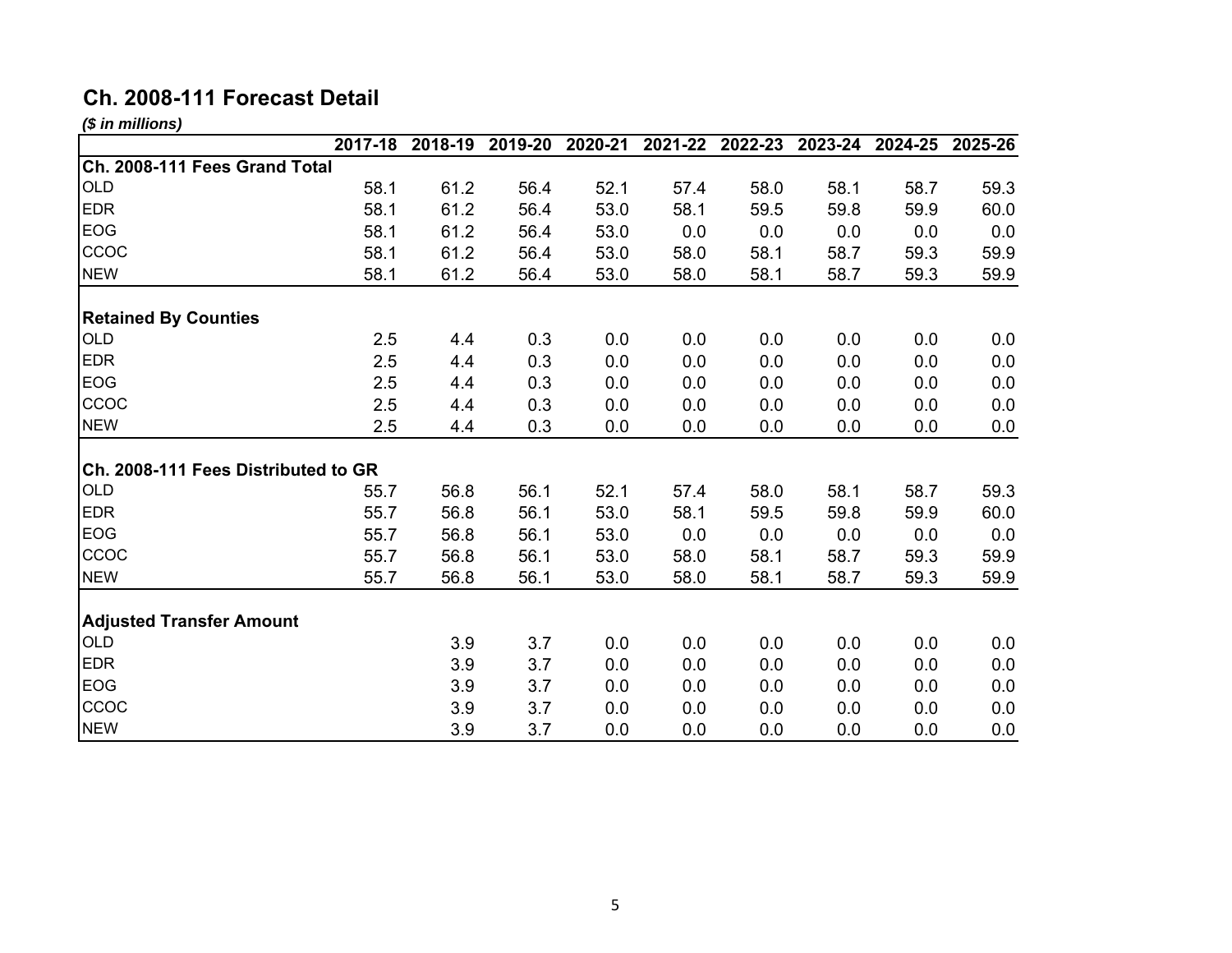## Ch. 2008-111 Forecast Detail

*($ in millions)*

| | 2017-18 | 2018-19 | 2019-20 | 2020-21 | 2021-22 | 2022-23 | 2023-24 | 2024-25 | 2025-26 |
|---|---|---|---|---|---|---|---|---|---|
| **Ch. 2008-111 Fees Grand Total** | | | | | | | | | |
| OLD | 58.1 | 61.2 | 56.4 | 52.1 | 57.4 | 58.0 | 58.1 | 58.7 | 59.3 |
| EDR | 58.1 | 61.2 | 56.4 | 53.0 | 58.1 | 59.5 | 59.8 | 59.9 | 60.0 |
| EOG | 58.1 | 61.2 | 56.4 | 53.0 | 0.0 | 0.0 | 0.0 | 0.0 | 0.0 |
| CCOC | 58.1 | 61.2 | 56.4 | 53.0 | 58.0 | 58.1 | 58.7 | 59.3 | 59.9 |
| NEW | 58.1 | 61.2 | 56.4 | 53.0 | 58.0 | 58.1 | 58.7 | 59.3 | 59.9 |
| **Retained By Counties** | | | | | | | | | |
| OLD | 2.5 | 4.4 | 0.3 | 0.0 | 0.0 | 0.0 | 0.0 | 0.0 | 0.0 |
| EDR | 2.5 | 4.4 | 0.3 | 0.0 | 0.0 | 0.0 | 0.0 | 0.0 | 0.0 |
| EOG | 2.5 | 4.4 | 0.3 | 0.0 | 0.0 | 0.0 | 0.0 | 0.0 | 0.0 |
| CCOC | 2.5 | 4.4 | 0.3 | 0.0 | 0.0 | 0.0 | 0.0 | 0.0 | 0.0 |
| NEW | 2.5 | 4.4 | 0.3 | 0.0 | 0.0 | 0.0 | 0.0 | 0.0 | 0.0 |
| **Ch. 2008-111 Fees Distributed to GR** | | | | | | | | | |
| OLD | 55.7 | 56.8 | 56.1 | 52.1 | 57.4 | 58.0 | 58.1 | 58.7 | 59.3 |
| EDR | 55.7 | 56.8 | 56.1 | 53.0 | 58.1 | 59.5 | 59.8 | 59.9 | 60.0 |
| EOG | 55.7 | 56.8 | 56.1 | 53.0 | 0.0 | 0.0 | 0.0 | 0.0 | 0.0 |
| CCOC | 55.7 | 56.8 | 56.1 | 53.0 | 58.0 | 58.1 | 58.7 | 59.3 | 59.9 |
| NEW | 55.7 | 56.8 | 56.1 | 53.0 | 58.0 | 58.1 | 58.7 | 59.3 | 59.9 |
| **Adjusted Transfer Amount** | | | | | | | | | |
| OLD | | 3.9 | 3.7 | 0.0 | 0.0 | 0.0 | 0.0 | 0.0 | 0.0 |
| EDR | | 3.9 | 3.7 | 0.0 | 0.0 | 0.0 | 0.0 | 0.0 | 0.0 |
| EOG | | 3.9 | 3.7 | 0.0 | 0.0 | 0.0 | 0.0 | 0.0 | 0.0 |
| CCOC | | 3.9 | 3.7 | 0.0 | 0.0 | 0.0 | 0.0 | 0.0 | 0.0 |
| NEW | | 3.9 | 3.7 | 0.0 | 0.0 | 0.0 | 0.0 | 0.0 | 0.0 |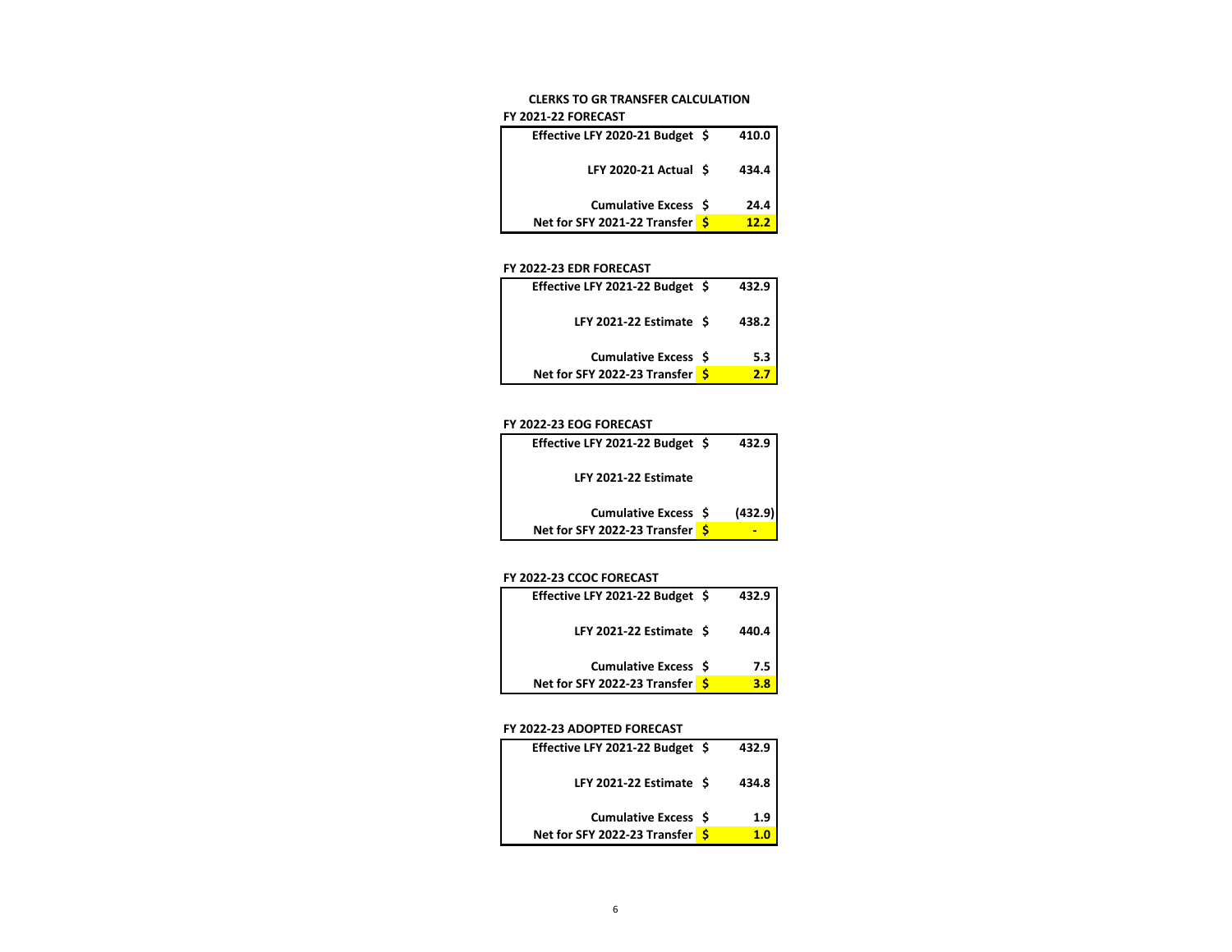# CLERKS TO GR TRANSFER CALCULATION

**FY 2021-22 FORECAST**

| | | |
|---|---|---|
| Effective LFY 2020-21 Budget | $ | 410.0 |
| LFY 2020-21 Actual | $ | 434.4 |
| Cumulative Excess | $ | 24.4 |
| Net for SFY 2021-22 Transfer | $ | 12.2 |

**FY 2022-23 EDR FORECAST**

| | | |
|---|---|---|
| Effective LFY 2021-22 Budget | $ | 432.9 |
| LFY 2021-22 Estimate | $ | 438.2 |
| Cumulative Excess | $ | 5.3 |
| Net for SFY 2022-23 Transfer | $ | 2.7 |

**FY 2022-23 EOG FORECAST**

| | | |
|---|---|---|
| Effective LFY 2021-22 Budget | $ | 432.9 |
| LFY 2021-22 Estimate | | |
| Cumulative Excess | $ | (432.9) |
| Net for SFY 2022-23 Transfer | $ | - |

**FY 2022-23 CCOC FORECAST**

| | | |
|---|---|---|
| Effective LFY 2021-22 Budget | $ | 432.9 |
| LFY 2021-22 Estimate | $ | 440.4 |
| Cumulative Excess | $ | 7.5 |
| Net for SFY 2022-23 Transfer | $ | 3.8 |

**FY 2022-23 ADOPTED FORECAST**

| | | |
|---|---|---|
| Effective LFY 2021-22 Budget | $ | 432.9 |
| LFY 2021-22 Estimate | $ | 434.8 |
| Cumulative Excess | $ | 1.9 |
| Net for SFY 2022-23 Transfer | $ | 1.0 |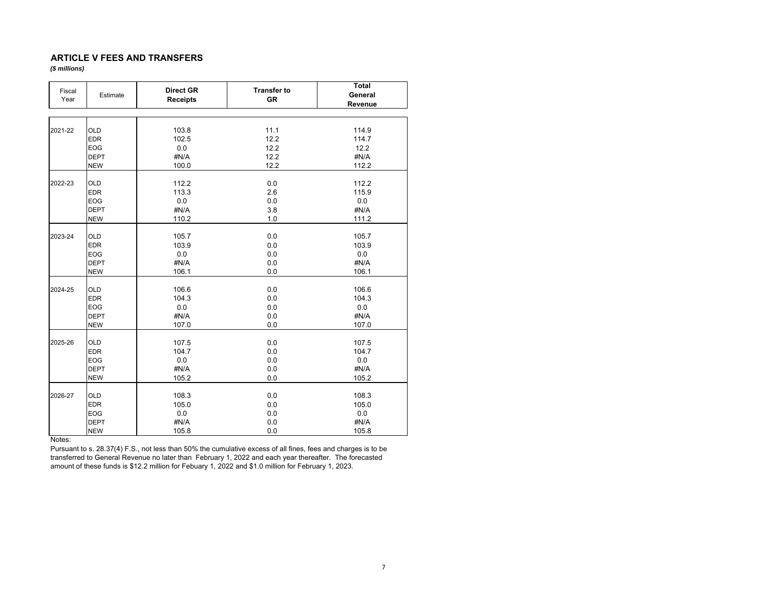## ARTICLE V FEES AND TRANSFERS

*($ millions)*

| Fiscal Year | Estimate | Direct GR Receipts | Transfer to GR | Total General Revenue |
|---|---|---|---|---|
| 2021-22 | OLD | 103.8 | 11.1 | 114.9 |
| | EDR | 102.5 | 12.2 | 114.7 |
| | EOG | 0.0 | 12.2 | 12.2 |
| | DEPT | #N/A | 12.2 | #N/A |
| | NEW | 100.0 | 12.2 | 112.2 |
| 2022-23 | OLD | 112.2 | 0.0 | 112.2 |
| | EDR | 113.3 | 2.6 | 115.9 |
| | EOG | 0.0 | 0.0 | 0.0 |
| | DEPT | #N/A | 3.8 | #N/A |
| | NEW | 110.2 | 1.0 | 111.2 |
| 2023-24 | OLD | 105.7 | 0.0 | 105.7 |
| | EDR | 103.9 | 0.0 | 103.9 |
| | EOG | 0.0 | 0.0 | 0.0 |
| | DEPT | #N/A | 0.0 | #N/A |
| | NEW | 106.1 | 0.0 | 106.1 |
| 2024-25 | OLD | 106.6 | 0.0 | 106.6 |
| | EDR | 104.3 | 0.0 | 104.3 |
| | EOG | 0.0 | 0.0 | 0.0 |
| | DEPT | #N/A | 0.0 | #N/A |
| | NEW | 107.0 | 0.0 | 107.0 |
| 2025-26 | OLD | 107.5 | 0.0 | 107.5 |
| | EDR | 104.7 | 0.0 | 104.7 |
| | EOG | 0.0 | 0.0 | 0.0 |
| | DEPT | #N/A | 0.0 | #N/A |
| | NEW | 105.2 | 0.0 | 105.2 |
| 2026-27 | OLD | 108.3 | 0.0 | 108.3 |
| | EDR | 105.0 | 0.0 | 105.0 |
| | EOG | 0.0 | 0.0 | 0.0 |
| | DEPT | #N/A | 0.0 | #N/A |
| | NEW | 105.8 | 0.0 | 105.8 |

Notes:

Pursuant to s. 28.37(4) F.S., not less than 50% the cumulative excess of all fines, fees and charges is to be transferred to General Revenue no later than February 1, 2022 and each year thereafter. The forecasted amount of these funds is $12.2 million for Febuary 1, 2022 and $1.0 million for February 1, 2023.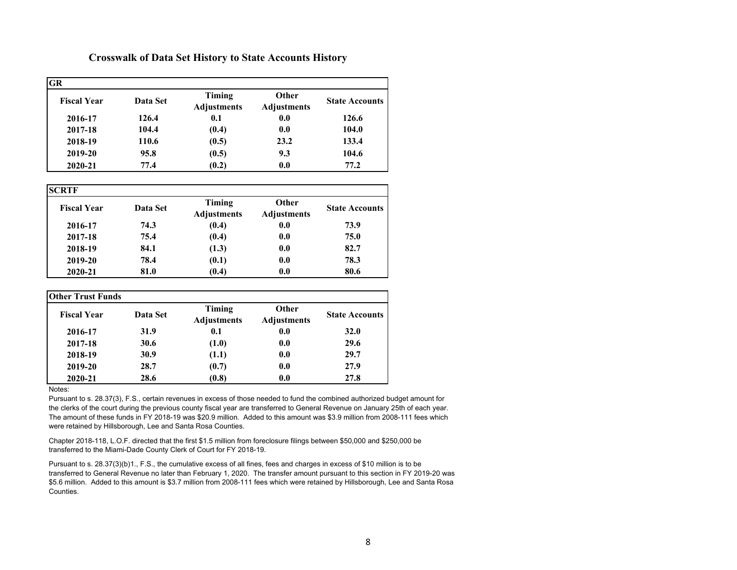# Crosswalk of Data Set History to State Accounts History

**GR**

| Fiscal Year | Data Set | Timing Adjustments | Other Adjustments | State Accounts |
|---|---|---|---|---|
| 2016-17 | 126.4 | 0.1 | 0.0 | 126.6 |
| 2017-18 | 104.4 | (0.4) | 0.0 | 104.0 |
| 2018-19 | 110.6 | (0.5) | 23.2 | 133.4 |
| 2019-20 | 95.8 | (0.5) | 9.3 | 104.6 |
| 2020-21 | 77.4 | (0.2) | 0.0 | 77.2 |

**SCRTF**

| Fiscal Year | Data Set | Timing Adjustments | Other Adjustments | State Accounts |
|---|---|---|---|---|
| 2016-17 | 74.3 | (0.4) | 0.0 | 73.9 |
| 2017-18 | 75.4 | (0.4) | 0.0 | 75.0 |
| 2018-19 | 84.1 | (1.3) | 0.0 | 82.7 |
| 2019-20 | 78.4 | (0.1) | 0.0 | 78.3 |
| 2020-21 | 81.0 | (0.4) | 0.0 | 80.6 |

**Other Trust Funds**

| Fiscal Year | Data Set | Timing Adjustments | Other Adjustments | State Accounts |
|---|---|---|---|---|
| 2016-17 | 31.9 | 0.1 | 0.0 | 32.0 |
| 2017-18 | 30.6 | (1.0) | 0.0 | 29.6 |
| 2018-19 | 30.9 | (1.1) | 0.0 | 29.7 |
| 2019-20 | 28.7 | (0.7) | 0.0 | 27.9 |
| 2020-21 | 28.6 | (0.8) | 0.0 | 27.8 |

Notes:

Pursuant to s. 28.37(3), F.S., certain revenues in excess of those needed to fund the combined authorized budget amount for the clerks of the court during the previous county fiscal year are transferred to General Revenue on January 25th of each year. The amount of these funds in FY 2018-19 was $20.9 million. Added to this amount was $3.9 million from 2008-111 fees which were retained by Hillsborough, Lee and Santa Rosa Counties.

Chapter 2018-118, L.O.F. directed that the first $1.5 million from foreclosure filings between $50,000 and $250,000 be transferred to the Miami-Dade County Clerk of Court for FY 2018-19.

Pursuant to s. 28.37(3)(b)1., F.S., the cumulative excess of all fines, fees and charges in excess of $10 million is to be transferred to General Revenue no later than February 1, 2020. The transfer amount pursuant to this section in FY 2019-20 was $5.6 million. Added to this amount is $3.7 million from 2008-111 fees which were retained by Hillsborough, Lee and Santa Rosa Counties.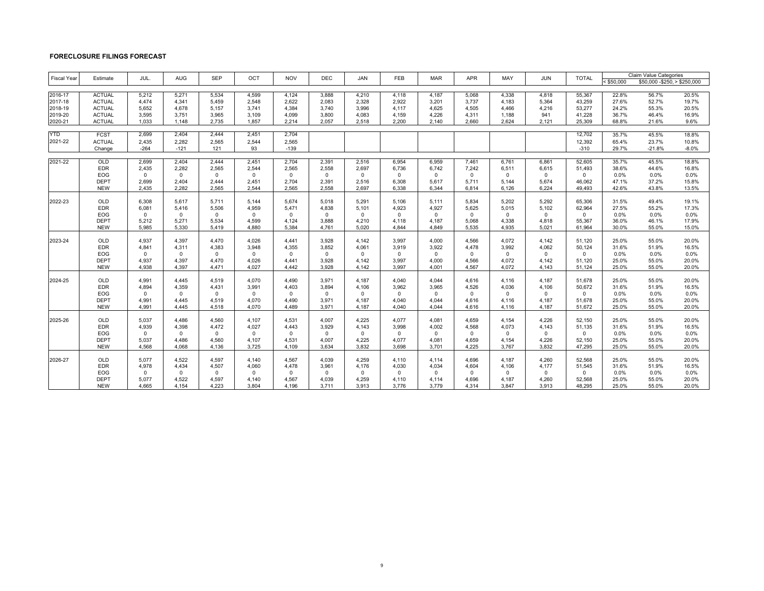**FORECLOSURE FILINGS FORECAST**

| Fiscal Year | Estimate | JUL. | AUG | SEP | OCT | NOV | DEC | JAN | FEB | MAR | APR | MAY | JUN | TOTAL | Claim Value Categories | | |
|---|---|---|---|---|---|---|---|---|---|---|---|---|---|---|---|---|---|
| | | | | | | | | | | | | | | | < $50,000 | $50,000 -$250, | > $250,000 |
| 2016-17 | ACTUAL | 5,212 | 5,271 | 5,534 | 4,599 | 4,124 | 3,888 | 4,210 | 4,118 | 4,187 | 5,068 | 4,338 | 4,818 | 55,367 | 22.8% | 56.7% | 20.5% |
| 2017-18 | ACTUAL | 4,474 | 4,341 | 5,459 | 2,548 | 2,622 | 2,083 | 2,328 | 2,922 | 3,201 | 3,737 | 4,183 | 5,364 | 43,259 | 27.6% | 52.7% | 19.7% |
| 2018-19 | ACTUAL | 5,652 | 4,678 | 5,157 | 3,741 | 4,384 | 3,740 | 3,996 | 4,117 | 4,625 | 4,505 | 4,466 | 4,216 | 53,277 | 24.2% | 55.3% | 20.5% |
| 2019-20 | ACTUAL | 3,595 | 3,751 | 3,965 | 3,109 | 4,099 | 3,800 | 4,083 | 4,159 | 4,226 | 4,311 | 1,188 | 941 | 41,228 | 36.7% | 46.4% | 16.9% |
| 2020-21 | ACTUAL | 1,033 | 1,148 | 2,735 | 1,857 | 2,214 | 2,057 | 2,518 | 2,200 | 2,140 | 2,660 | 2,624 | 2,121 | 25,309 | 68.8% | 21.6% | 9.6% |
| YTD | FCST | 2,699 | 2,404 | 2,444 | 2,451 | 2,704 | | | | | | | | 12,702 | 35.7% | 45.5% | 18.8% |
| 2021-22 | ACTUAL | 2,435 | 2,282 | 2,565 | 2,544 | 2,565 | | | | | | | | 12,392 | 65.4% | 23.7% | 10.8% |
| | Change | -264 | -121 | 121 | 93 | -139 | | | | | | | | -310 | 29.7% | -21.8% | -8.0% |
| 2021-22 | OLD | 2,699 | 2,404 | 2,444 | 2,451 | 2,704 | 2,391 | 2,516 | 6,954 | 6,959 | 7,461 | 6,761 | 6,861 | 52,605 | 35.7% | 45.5% | 18.8% |
| | EDR | 2,435 | 2,282 | 2,565 | 2,544 | 2,565 | 2,558 | 2,697 | 6,736 | 6,742 | 7,242 | 6,511 | 6,615 | 51,493 | 38.6% | 44.6% | 16.8% |
| | EOG | 0 | 0 | 0 | 0 | 0 | 0 | 0 | 0 | 0 | 0 | 0 | 0 | 0 | 0.0% | 0.0% | 0.0% |
| | DEPT | 2,699 | 2,404 | 2,444 | 2,451 | 2,704 | 2,391 | 2,516 | 6,308 | 5,617 | 5,711 | 5,144 | 5,674 | 46,062 | 47.1% | 37.2% | 15.8% |
| | NEW | 2,435 | 2,282 | 2,565 | 2,544 | 2,565 | 2,558 | 2,697 | 6,338 | 6,344 | 6,814 | 6,126 | 6,224 | 49,493 | 42.6% | 43.8% | 13.5% |
| 2022-23 | OLD | 6,308 | 5,617 | 5,711 | 5,144 | 5,674 | 5,018 | 5,291 | 5,106 | 5,111 | 5,834 | 5,202 | 5,292 | 65,306 | 31.5% | 49.4% | 19.1% |
| | EDR | 6,081 | 5,416 | 5,506 | 4,959 | 5,471 | 4,838 | 5,101 | 4,923 | 4,927 | 5,625 | 5,015 | 5,102 | 62,964 | 27.5% | 55.2% | 17.3% |
| | EOG | 0 | 0 | 0 | 0 | 0 | 0 | 0 | 0 | 0 | 0 | 0 | 0 | 0 | 0.0% | 0.0% | 0.0% |
| | DEPT | 5,212 | 5,271 | 5,534 | 4,599 | 4,124 | 3,888 | 4,210 | 4,118 | 4,187 | 5,068 | 4,338 | 4,818 | 55,367 | 36.0% | 46.1% | 17.9% |
| | NEW | 5,985 | 5,330 | 5,419 | 4,880 | 5,384 | 4,761 | 5,020 | 4,844 | 4,849 | 5,535 | 4,935 | 5,021 | 61,964 | 30.0% | 55.0% | 15.0% |
| 2023-24 | OLD | 4,937 | 4,397 | 4,470 | 4,026 | 4,441 | 3,928 | 4,142 | 3,997 | 4,000 | 4,566 | 4,072 | 4,142 | 51,120 | 25.0% | 55.0% | 20.0% |
| | EDR | 4,841 | 4,311 | 4,383 | 3,948 | 4,355 | 3,852 | 4,061 | 3,919 | 3,922 | 4,478 | 3,992 | 4,062 | 50,124 | 31.6% | 51.9% | 16.5% |
| | EOG | 0 | 0 | 0 | 0 | 0 | 0 | 0 | 0 | 0 | 0 | 0 | 0 | 0 | 0.0% | 0.0% | 0.0% |
| | DEPT | 4,937 | 4,397 | 4,470 | 4,026 | 4,441 | 3,928 | 4,142 | 3,997 | 4,000 | 4,566 | 4,072 | 4,142 | 51,120 | 25.0% | 55.0% | 20.0% |
| | NEW | 4,938 | 4,397 | 4,471 | 4,027 | 4,442 | 3,928 | 4,142 | 3,997 | 4,001 | 4,567 | 4,072 | 4,143 | 51,124 | 25.0% | 55.0% | 20.0% |
| 2024-25 | OLD | 4,991 | 4,445 | 4,519 | 4,070 | 4,490 | 3,971 | 4,187 | 4,040 | 4,044 | 4,616 | 4,116 | 4,187 | 51,678 | 25.0% | 55.0% | 20.0% |
| | EDR | 4,894 | 4,359 | 4,431 | 3,991 | 4,403 | 3,894 | 4,106 | 3,962 | 3,965 | 4,526 | 4,036 | 4,106 | 50,672 | 31.6% | 51.9% | 16.5% |
| | EOG | 0 | 0 | 0 | 0 | 0 | 0 | 0 | 0 | 0 | 0 | 0 | 0 | 0 | 0.0% | 0.0% | 0.0% |
| | DEPT | 4,991 | 4,445 | 4,519 | 4,070 | 4,490 | 3,971 | 4,187 | 4,040 | 4,044 | 4,616 | 4,116 | 4,187 | 51,678 | 25.0% | 55.0% | 20.0% |
| | NEW | 4,991 | 4,445 | 4,518 | 4,070 | 4,489 | 3,971 | 4,187 | 4,040 | 4,044 | 4,616 | 4,116 | 4,187 | 51,672 | 25.0% | 55.0% | 20.0% |
| 2025-26 | OLD | 5,037 | 4,486 | 4,560 | 4,107 | 4,531 | 4,007 | 4,225 | 4,077 | 4,081 | 4,659 | 4,154 | 4,226 | 52,150 | 25.0% | 55.0% | 20.0% |
| | EDR | 4,939 | 4,398 | 4,472 | 4,027 | 4,443 | 3,929 | 4,143 | 3,998 | 4,002 | 4,568 | 4,073 | 4,143 | 51,135 | 31.6% | 51.9% | 16.5% |
| | EOG | 0 | 0 | 0 | 0 | 0 | 0 | 0 | 0 | 0 | 0 | 0 | 0 | 0 | 0.0% | 0.0% | 0.0% |
| | DEPT | 5,037 | 4,486 | 4,560 | 4,107 | 4,531 | 4,007 | 4,225 | 4,077 | 4,081 | 4,659 | 4,154 | 4,226 | 52,150 | 25.0% | 55.0% | 20.0% |
| | NEW | 4,568 | 4,068 | 4,136 | 3,725 | 4,109 | 3,634 | 3,832 | 3,698 | 3,701 | 4,225 | 3,767 | 3,832 | 47,295 | 25.0% | 55.0% | 20.0% |
| 2026-27 | OLD | 5,077 | 4,522 | 4,597 | 4,140 | 4,567 | 4,039 | 4,259 | 4,110 | 4,114 | 4,696 | 4,187 | 4,260 | 52,568 | 25.0% | 55.0% | 20.0% |
| | EDR | 4,978 | 4,434 | 4,507 | 4,060 | 4,478 | 3,961 | 4,176 | 4,030 | 4,034 | 4,604 | 4,106 | 4,177 | 51,545 | 31.6% | 51.9% | 16.5% |
| | EOG | 0 | 0 | 0 | 0 | 0 | 0 | 0 | 0 | 0 | 0 | 0 | 0 | 0 | 0.0% | 0.0% | 0.0% |
| | DEPT | 5,077 | 4,522 | 4,597 | 4,140 | 4,567 | 4,039 | 4,259 | 4,110 | 4,114 | 4,696 | 4,187 | 4,260 | 52,568 | 25.0% | 55.0% | 20.0% |
| | NEW | 4,665 | 4,154 | 4,223 | 3,804 | 4,196 | 3,711 | 3,913 | 3,776 | 3,779 | 4,314 | 3,847 | 3,913 | 48,295 | 25.0% | 55.0% | 20.0% |